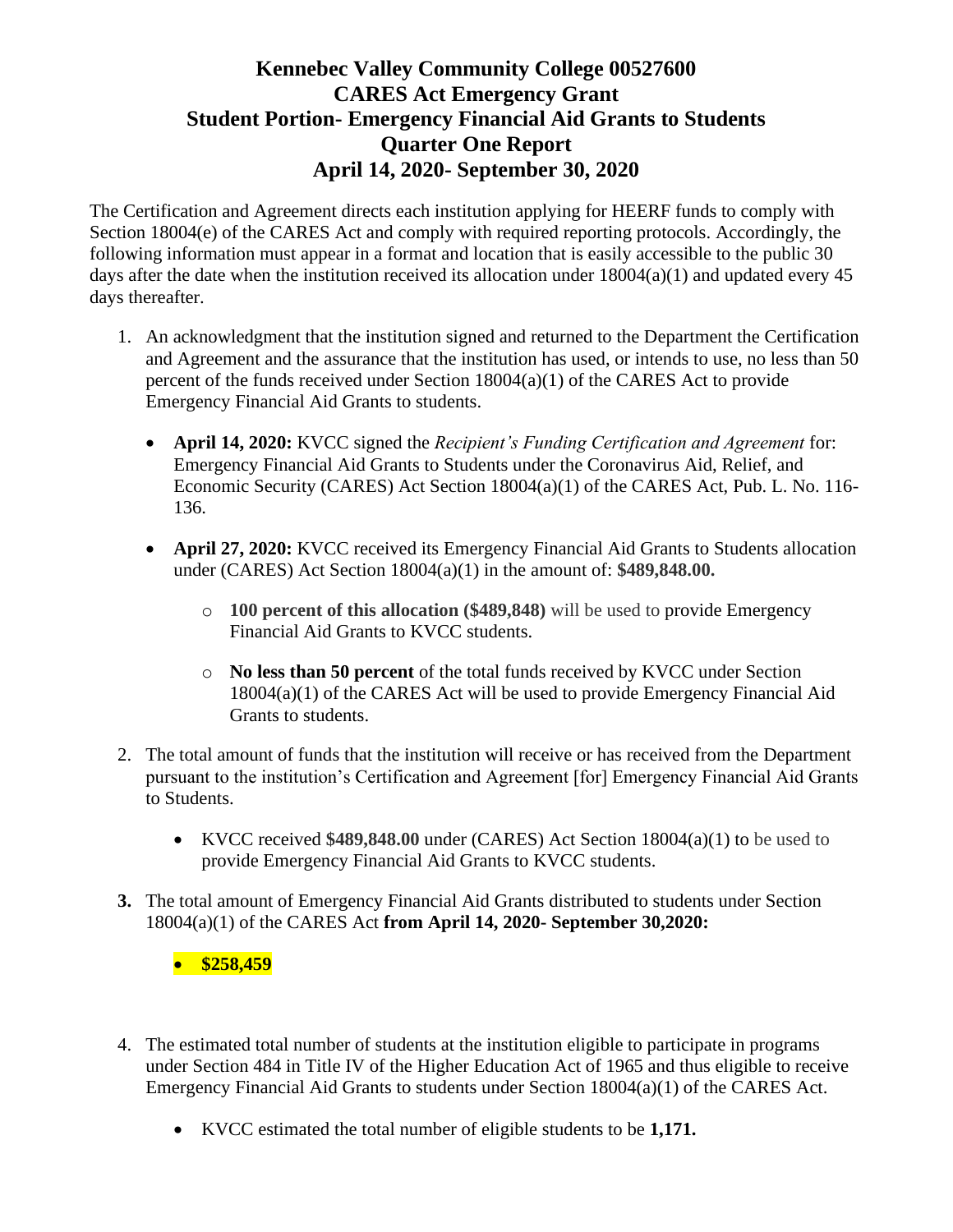# Kennebec Valley Community College 00527600
# CARES Act Emergency Grant
# Student Portion- Emergency Financial Aid Grants to Students
# Quarter One Report
# April 14, 2020- September 30, 2020

The Certification and Agreement directs each institution applying for HEERF funds to comply with Section 18004(e) of the CARES Act and comply with required reporting protocols. Accordingly, the following information must appear in a format and location that is easily accessible to the public 30 days after the date when the institution received its allocation under 18004(a)(1) and updated every 45 days thereafter.

1. An acknowledgment that the institution signed and returned to the Department the Certification and Agreement and the assurance that the institution has used, or intends to use, no less than 50 percent of the funds received under Section 18004(a)(1) of the CARES Act to provide Emergency Financial Aid Grants to students.

   - **April 14, 2020:** KVCC signed the *Recipient's Funding Certification and Agreement* for: Emergency Financial Aid Grants to Students under the Coronavirus Aid, Relief, and Economic Security (CARES) Act Section 18004(a)(1) of the CARES Act, Pub. L. No. 116-136.

   - **April 27, 2020:** KVCC received its Emergency Financial Aid Grants to Students allocation under (CARES) Act Section 18004(a)(1) in the amount of: **$489,848.00.**

     - **100 percent of this allocation ($489,848)** will be used to provide Emergency Financial Aid Grants to KVCC students.

     - **No less than 50 percent** of the total funds received by KVCC under Section 18004(a)(1) of the CARES Act will be used to provide Emergency Financial Aid Grants to students.

2. The total amount of funds that the institution will receive or has received from the Department pursuant to the institution's Certification and Agreement [for] Emergency Financial Aid Grants to Students.

   - KVCC received **$489,848.00** under (CARES) Act Section 18004(a)(1) to be used to provide Emergency Financial Aid Grants to KVCC students.

3. The total amount of Emergency Financial Aid Grants distributed to students under Section 18004(a)(1) of the CARES Act **from April 14, 2020- September 30,2020:**

   - **$258,459**

4. The estimated total number of students at the institution eligible to participate in programs under Section 484 in Title IV of the Higher Education Act of 1965 and thus eligible to receive Emergency Financial Aid Grants to students under Section 18004(a)(1) of the CARES Act.

   - KVCC estimated the total number of eligible students to be **1,171.**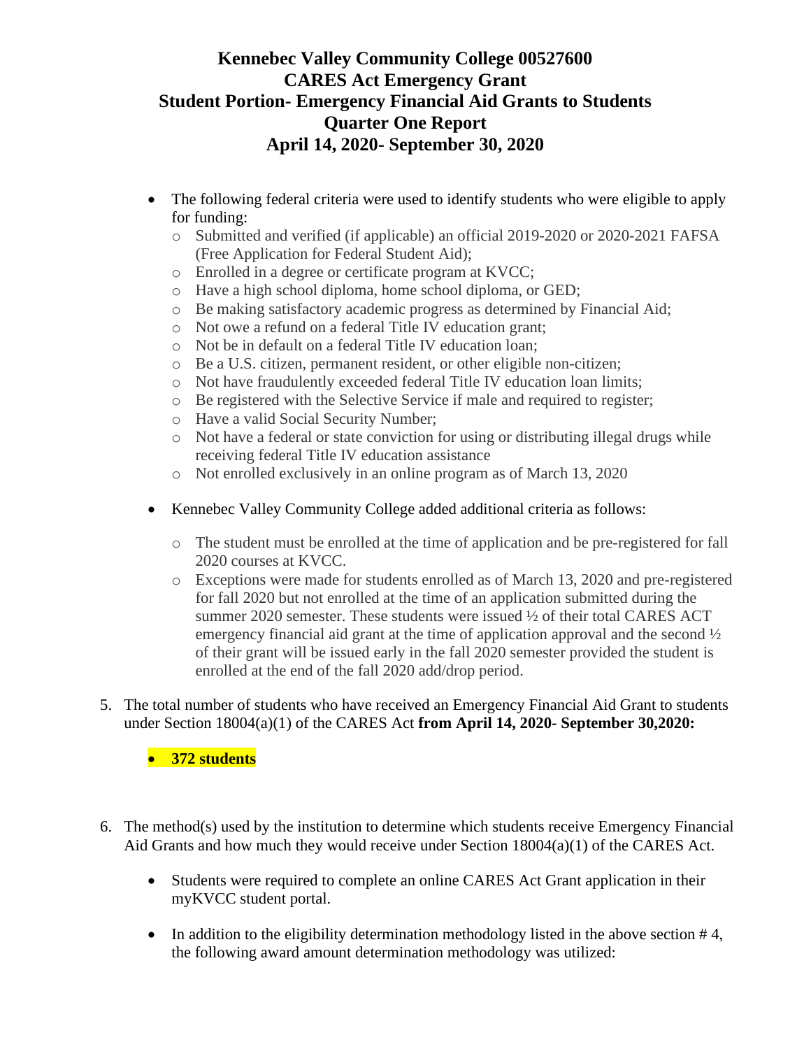**Kennebec Valley Community College 00527600**
**CARES Act Emergency Grant**
**Student Portion- Emergency Financial Aid Grants to Students**
**Quarter One Report**
**April 14, 2020- September 30, 2020**

- The following federal criteria were used to identify students who were eligible to apply for funding:
  - Submitted and verified (if applicable) an official 2019-2020 or 2020-2021 FAFSA (Free Application for Federal Student Aid);
  - Enrolled in a degree or certificate program at KVCC;
  - Have a high school diploma, home school diploma, or GED;
  - Be making satisfactory academic progress as determined by Financial Aid;
  - Not owe a refund on a federal Title IV education grant;
  - Not be in default on a federal Title IV education loan;
  - Be a U.S. citizen, permanent resident, or other eligible non-citizen;
  - Not have fraudulently exceeded federal Title IV education loan limits;
  - Be registered with the Selective Service if male and required to register;
  - Have a valid Social Security Number;
  - Not have a federal or state conviction for using or distributing illegal drugs while receiving federal Title IV education assistance
  - Not enrolled exclusively in an online program as of March 13, 2020

- Kennebec Valley Community College added additional criteria as follows:
  - The student must be enrolled at the time of application and be pre-registered for fall 2020 courses at KVCC.
  - Exceptions were made for students enrolled as of March 13, 2020 and pre-registered for fall 2020 but not enrolled at the time of an application submitted during the summer 2020 semester. These students were issued ½ of their total CARES ACT emergency financial aid grant at the time of application approval and the second ½ of their grant will be issued early in the fall 2020 semester provided the student is enrolled at the end of the fall 2020 add/drop period.

5. The total number of students who have received an Emergency Financial Aid Grant to students under Section 18004(a)(1) of the CARES Act **from April 14, 2020- September 30,2020:**

   - **372 students**

6. The method(s) used by the institution to determine which students receive Emergency Financial Aid Grants and how much they would receive under Section 18004(a)(1) of the CARES Act.

   - Students were required to complete an online CARES Act Grant application in their myKVCC student portal.

   - In addition to the eligibility determination methodology listed in the above section # 4, the following award amount determination methodology was utilized: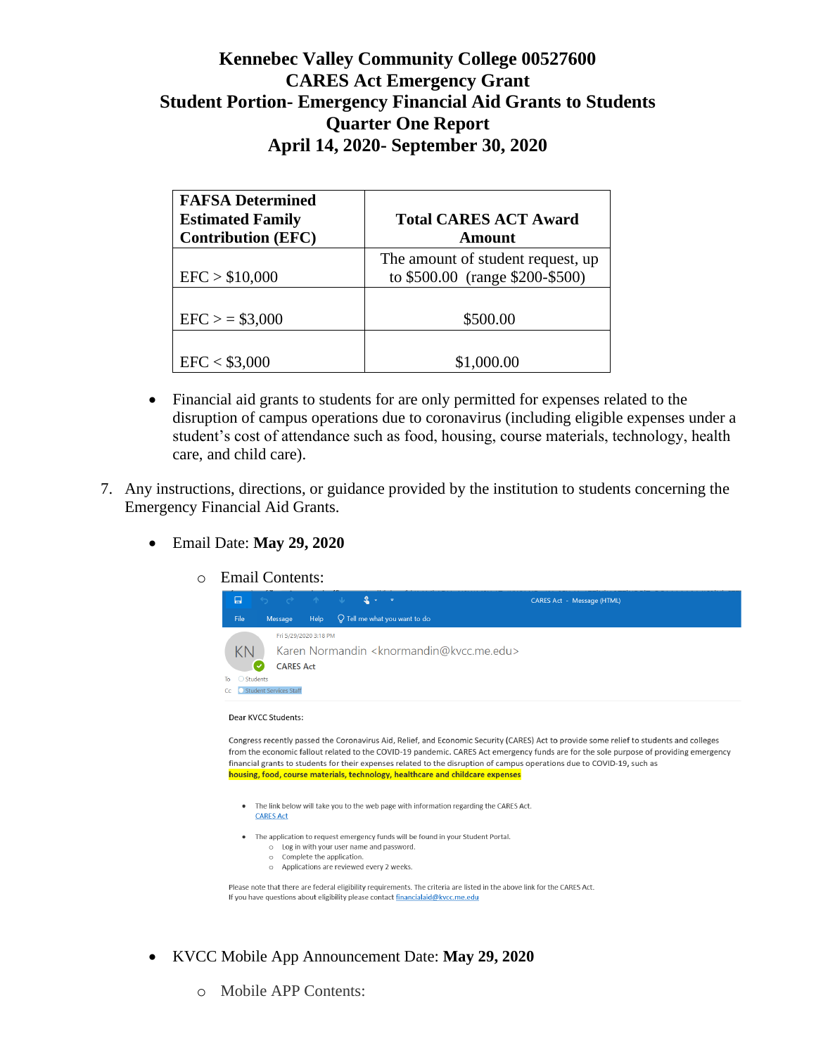# Kennebec Valley Community College 00527600
# CARES Act Emergency Grant
# Student Portion- Emergency Financial Aid Grants to Students
# Quarter One Report
# April 14, 2020- September 30, 2020

| FAFSA Determined Estimated Family Contribution (EFC) | Total CARES ACT Award Amount |
|---|---|
| EFC > $10,000 | The amount of student request, up to $500.00 (range $200-$500) |
| EFC > = $3,000 | $500.00 |
| EFC < $3,000 | $1,000.00 |

- Financial aid grants to students for are only permitted for expenses related to the disruption of campus operations due to coronavirus (including eligible expenses under a student's cost of attendance such as food, housing, course materials, technology, health care, and child care).

7. Any instructions, directions, or guidance provided by the institution to students concerning the Emergency Financial Aid Grants.

- Email Date: **May 29, 2020**
  - Email Contents:

CARES Act - Message (HTML)

Fri 5/29/2020 3:18 PM

Karen Normandin <knormandin@kvcc.me.edu>

CARES Act

To Students

Cc Student Services Staff

Dear KVCC Students:

Congress recently passed the Coronavirus Aid, Relief, and Economic Security (CARES) Act to provide some relief to students and colleges from the economic fallout related to the COVID-19 pandemic. CARES Act emergency funds are for the sole purpose of providing emergency financial grants to students for their expenses related to the disruption of campus operations due to COVID-19, such as **housing, food, course materials, technology, healthcare and childcare expenses**

- The link below will take you to the web page with information regarding the CARES Act.
  CARES Act
- The application to request emergency funds will be found in your Student Portal.
  - Log in with your user name and password.
  - Complete the application.
  - Applications are reviewed every 2 weeks.

Please note that there are federal eligibility requirements. The criteria are listed in the above link for the CARES Act.
If you have questions about eligibility please contact financialaid@kvcc.me.edu

- KVCC Mobile App Announcement Date: **May 29, 2020**
  - Mobile APP Contents: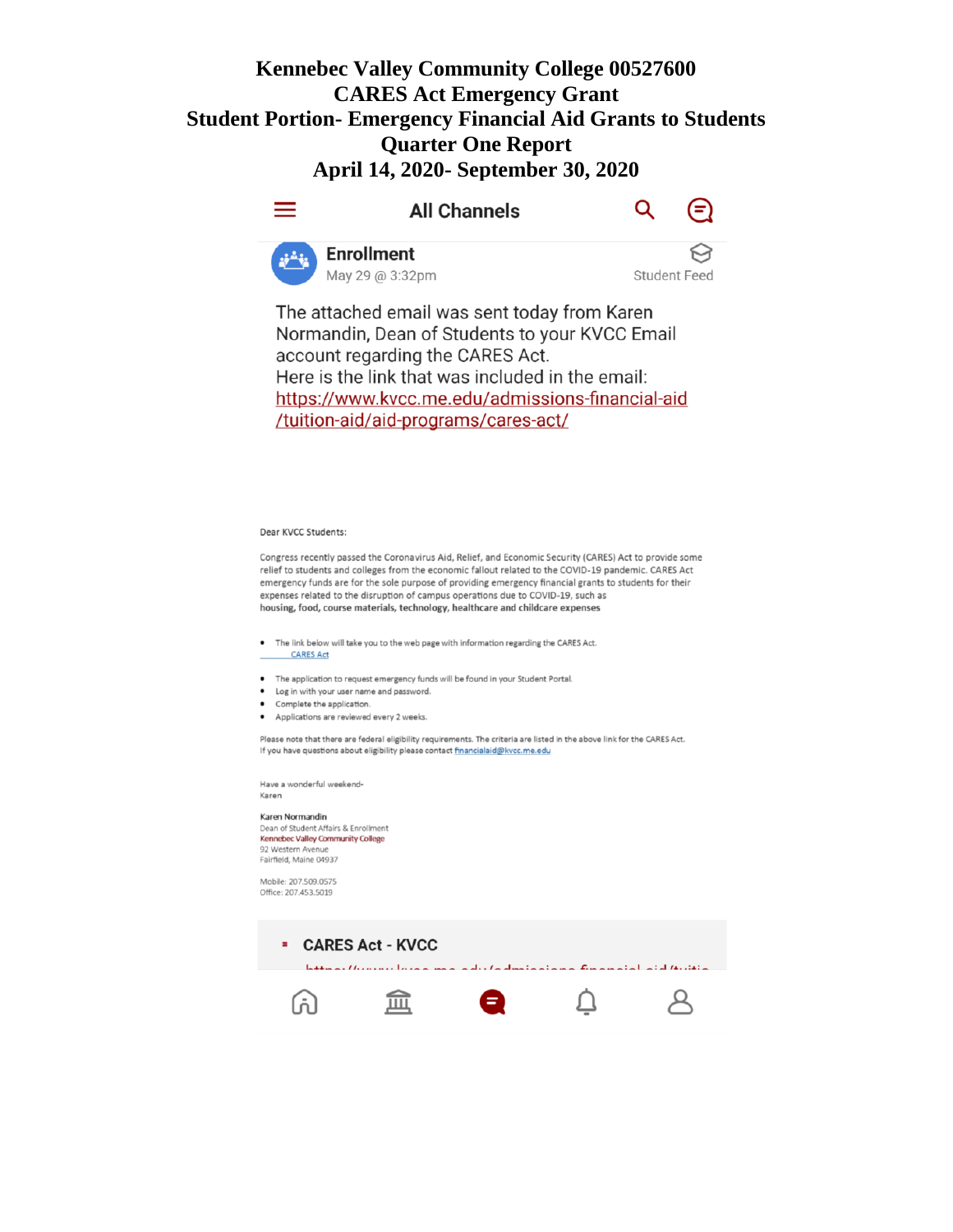# Kennebec Valley Community College 00527600
# CARES Act Emergency Grant
# Student Portion- Emergency Financial Aid Grants to Students
# Quarter One Report
# April 14, 2020- September 30, 2020

All Channels

**Enrollment**
May 29 @ 3:32pm

Student Feed

The attached email was sent today from Karen Normandin, Dean of Students to your KVCC Email account regarding the CARES Act.
Here is the link that was included in the email:
https://www.kvcc.me.edu/admissions-financial-aid/tuition-aid/aid-programs/cares-act/

Dear KVCC Students:

Congress recently passed the Coronavirus Aid, Relief, and Economic Security (CARES) Act to provide some relief to students and colleges from the economic fallout related to the COVID-19 pandemic. CARES Act emergency funds are for the sole purpose of providing emergency financial grants to students for their expenses related to the disruption of campus operations due to COVID-19, such as **housing, food, course materials, technology, healthcare and childcare expenses**

- The link below will take you to the web page with information regarding the CARES Act.
  CARES Act

- The application to request emergency funds will be found in your Student Portal.
- Log in with your user name and password.
- Complete the application.
- Applications are reviewed every 2 weeks.

Please note that there are federal eligibility requirements. The criteria are listed in the above link for the CARES Act.
If you have questions about eligibility please contact financialaid@kvcc.me.edu

Have a wonderful weekend-
Karen

**Karen Normandin**
Dean of Student Affairs & Enrollment
Kennebec Valley Community College
92 Western Avenue
Fairfield, Maine 04937

Mobile: 207.509.0575
Office: 207.453.5019

**CARES Act - KVCC**
https://www.kvcc.me.edu/admissions-financial-aid/tuitio...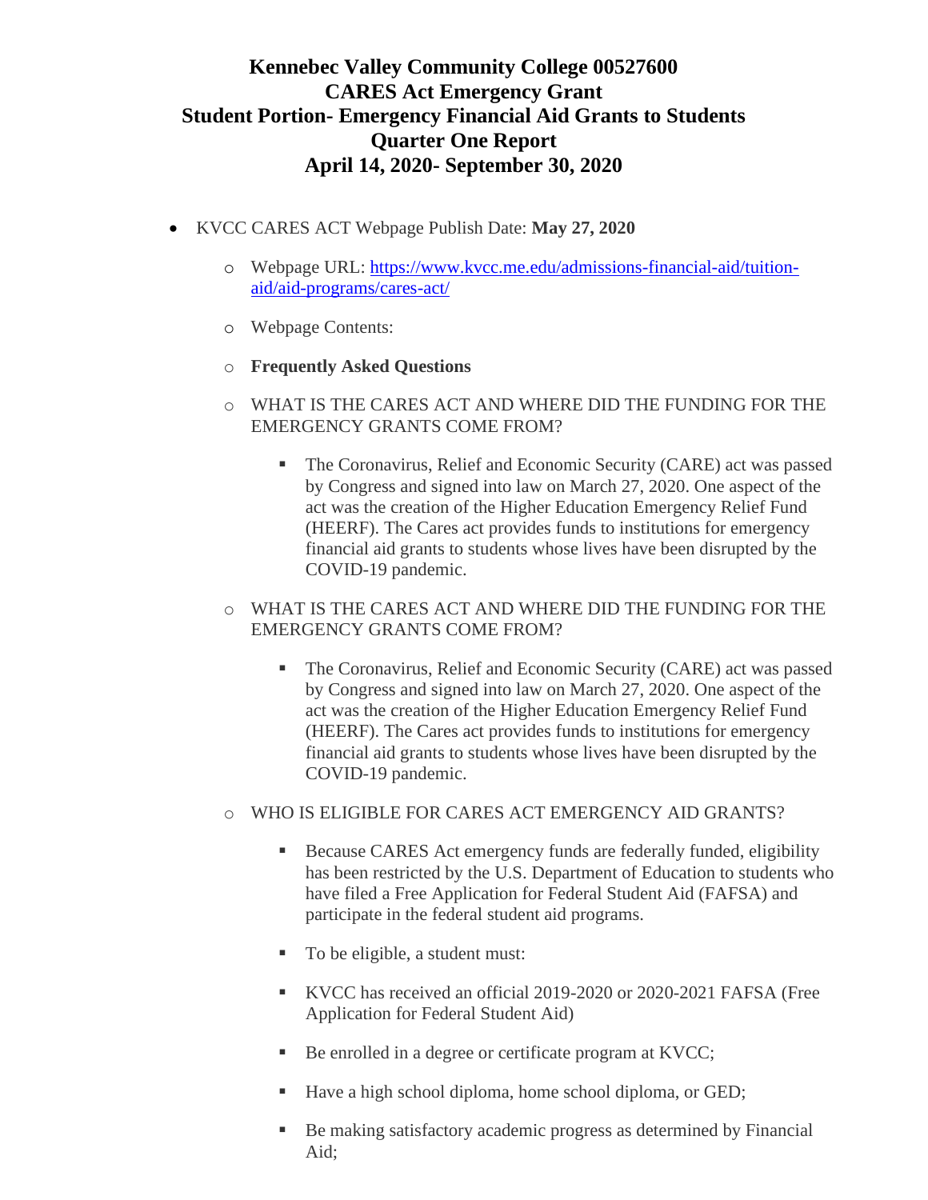# Kennebec Valley Community College 00527600
# CARES Act Emergency Grant
# Student Portion- Emergency Financial Aid Grants to Students
# Quarter One Report
# April 14, 2020- September 30, 2020

- KVCC CARES ACT Webpage Publish Date: **May 27, 2020**
  - Webpage URL: [https://www.kvcc.me.edu/admissions-financial-aid/tuition-aid/aid-programs/cares-act/](https://www.kvcc.me.edu/admissions-financial-aid/tuition-aid/aid-programs/cares-act/)
  - Webpage Contents:
  - **Frequently Asked Questions**
  - WHAT IS THE CARES ACT AND WHERE DID THE FUNDING FOR THE EMERGENCY GRANTS COME FROM?
    - The Coronavirus, Relief and Economic Security (CARE) act was passed by Congress and signed into law on March 27, 2020. One aspect of the act was the creation of the Higher Education Emergency Relief Fund (HEERF). The Cares act provides funds to institutions for emergency financial aid grants to students whose lives have been disrupted by the COVID-19 pandemic.
  - WHAT IS THE CARES ACT AND WHERE DID THE FUNDING FOR THE EMERGENCY GRANTS COME FROM?
    - The Coronavirus, Relief and Economic Security (CARE) act was passed by Congress and signed into law on March 27, 2020. One aspect of the act was the creation of the Higher Education Emergency Relief Fund (HEERF). The Cares act provides funds to institutions for emergency financial aid grants to students whose lives have been disrupted by the COVID-19 pandemic.
  - WHO IS ELIGIBLE FOR CARES ACT EMERGENCY AID GRANTS?
    - Because CARES Act emergency funds are federally funded, eligibility has been restricted by the U.S. Department of Education to students who have filed a Free Application for Federal Student Aid (FAFSA) and participate in the federal student aid programs.
    - To be eligible, a student must:
    - KVCC has received an official 2019-2020 or 2020-2021 FAFSA (Free Application for Federal Student Aid)
    - Be enrolled in a degree or certificate program at KVCC;
    - Have a high school diploma, home school diploma, or GED;
    - Be making satisfactory academic progress as determined by Financial Aid;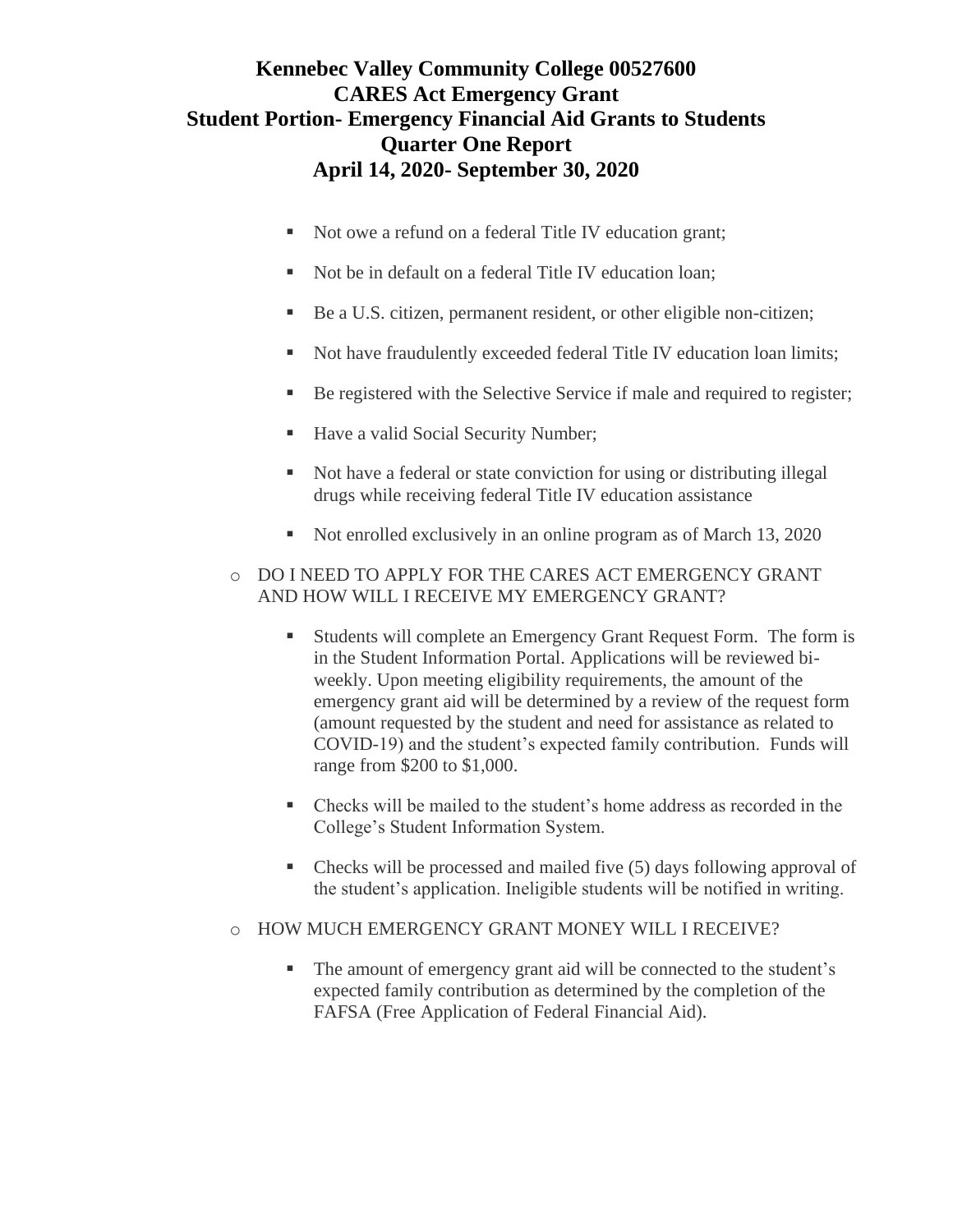# Kennebec Valley Community College 00527600
# CARES Act Emergency Grant
# Student Portion- Emergency Financial Aid Grants to Students
# Quarter One Report
# April 14, 2020- September 30, 2020

- Not owe a refund on a federal Title IV education grant;
- Not be in default on a federal Title IV education loan;
- Be a U.S. citizen, permanent resident, or other eligible non-citizen;
- Not have fraudulently exceeded federal Title IV education loan limits;
- Be registered with the Selective Service if male and required to register;
- Have a valid Social Security Number;
- Not have a federal or state conviction for using or distributing illegal drugs while receiving federal Title IV education assistance
- Not enrolled exclusively in an online program as of March 13, 2020

- DO I NEED TO APPLY FOR THE CARES ACT EMERGENCY GRANT AND HOW WILL I RECEIVE MY EMERGENCY GRANT?
  - Students will complete an Emergency Grant Request Form. The form is in the Student Information Portal. Applications will be reviewed bi-weekly. Upon meeting eligibility requirements, the amount of the emergency grant aid will be determined by a review of the request form (amount requested by the student and need for assistance as related to COVID-19) and the student's expected family contribution. Funds will range from $200 to $1,000.
  - Checks will be mailed to the student's home address as recorded in the College's Student Information System.
  - Checks will be processed and mailed five (5) days following approval of the student's application. Ineligible students will be notified in writing.
- HOW MUCH EMERGENCY GRANT MONEY WILL I RECEIVE?
  - The amount of emergency grant aid will be connected to the student's expected family contribution as determined by the completion of the FAFSA (Free Application of Federal Financial Aid).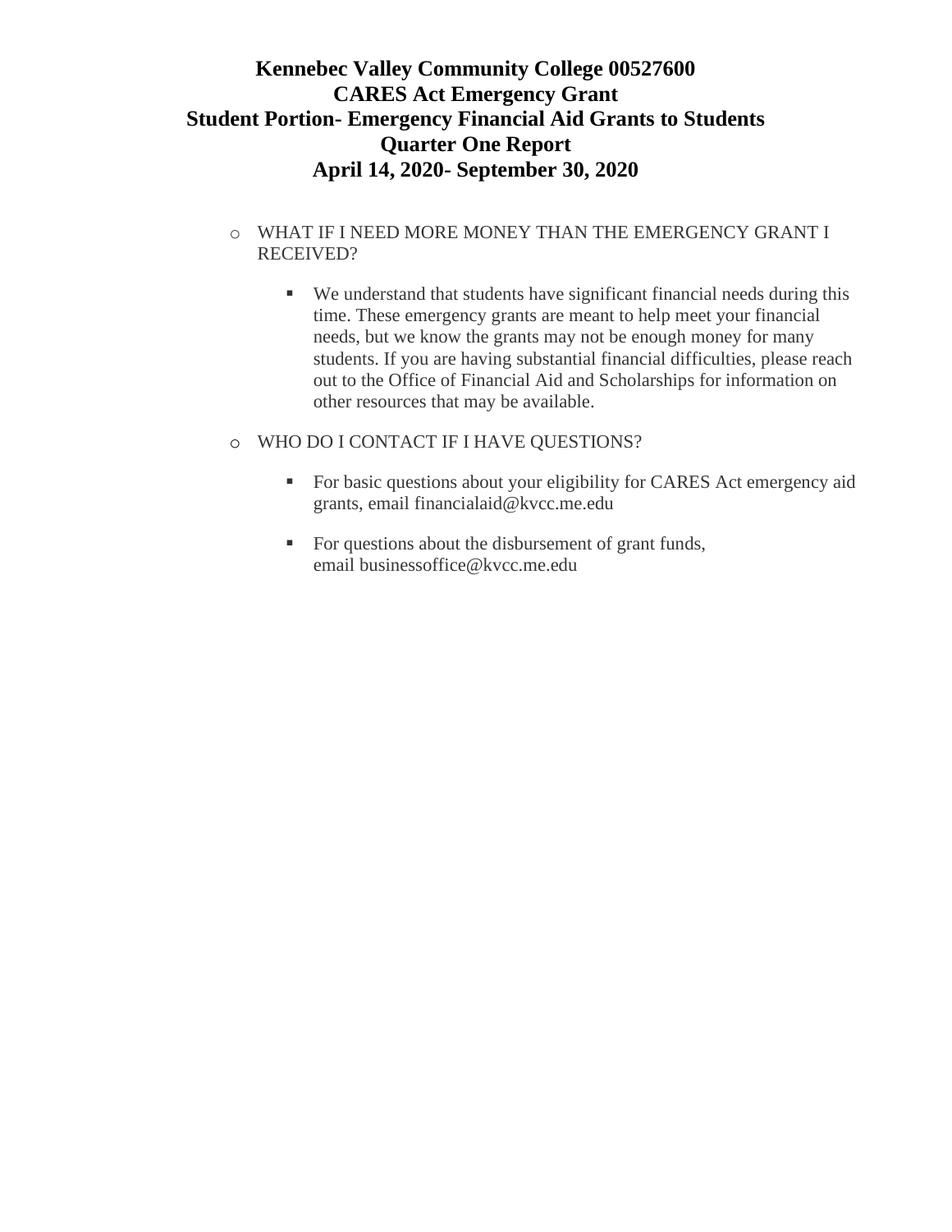# Kennebec Valley Community College 00527600
# CARES Act Emergency Grant
# Student Portion- Emergency Financial Aid Grants to Students
# Quarter One Report
# April 14, 2020- September 30, 2020

- WHAT IF I NEED MORE MONEY THAN THE EMERGENCY GRANT I RECEIVED?
  - We understand that students have significant financial needs during this time. These emergency grants are meant to help meet your financial needs, but we know the grants may not be enough money for many students. If you are having substantial financial difficulties, please reach out to the Office of Financial Aid and Scholarships for information on other resources that may be available.
- WHO DO I CONTACT IF I HAVE QUESTIONS?
  - For basic questions about your eligibility for CARES Act emergency aid grants, email financialaid@kvcc.me.edu
  - For questions about the disbursement of grant funds, email businessoffice@kvcc.me.edu